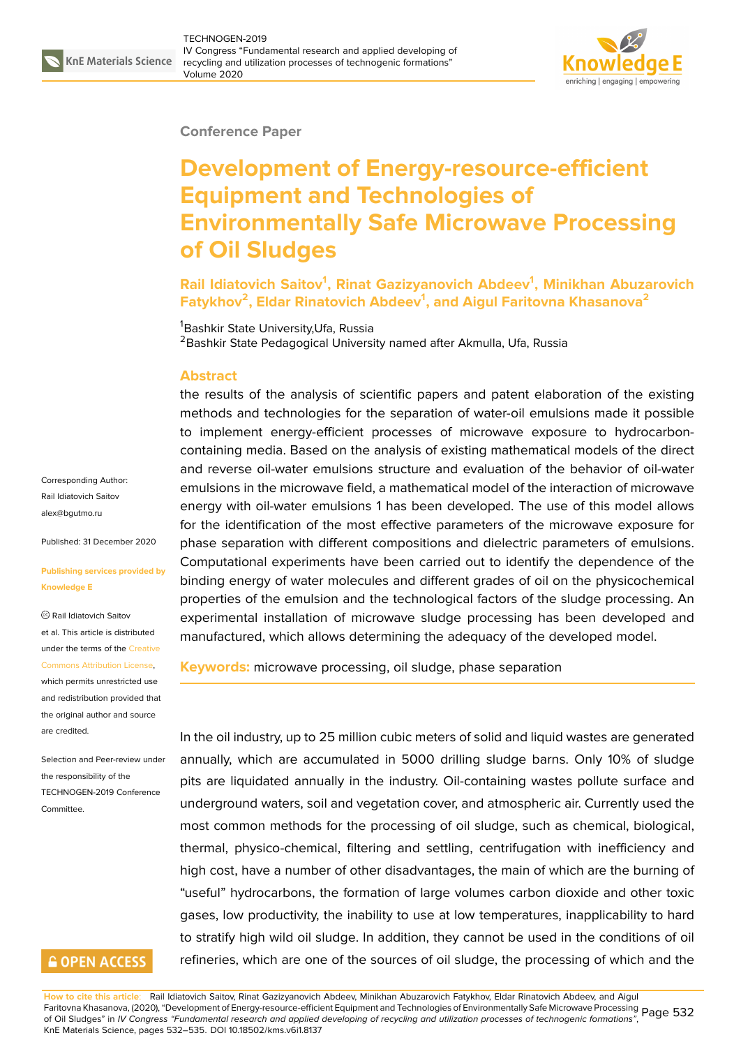Conference Paper

# Development of Energy-resource-efficient Equipment and Technologies of Environmentally Safe Microwave Processing of Oil Sludges

**Rail Idiatovich Saitov[1], Rinat Gazizyanovich Abdeev[1], Minikhan Abuzarovich Fatykhov[2], Eldar Rinatovich Abdeev[1], and Aigul Faritovna Khasanova[2]**

[1]Bashkir State University,Ufa, Russia
[2]Bashkir State Pedagogical University named after Akmulla, Ufa, Russia

Corresponding Author: Rail Idiatovich Saitov alex@bgutmo.ru

Published: 31 December 2020

Publishing services provided by Knowledge E

© Rail Idiatovich Saitov et al. This article is distributed under the terms of the Creative Commons Attribution License, which permits unrestricted use and redistribution provided that the original author and source are credited.

Selection and Peer-review under the responsibility of the TECHNOGEN-2019 Conference Committee.

## Abstract

the results of the analysis of scientific papers and patent elaboration of the existing methods and technologies for the separation of water-oil emulsions made it possible to implement energy-efficient processes of microwave exposure to hydrocarbon-containing media. Based on the analysis of existing mathematical models of the direct and reverse oil-water emulsions structure and evaluation of the behavior of oil-water emulsions in the microwave field, a mathematical model of the interaction of microwave energy with oil-water emulsions 1 has been developed. The use of this model allows for the identification of the most effective parameters of the microwave exposure for phase separation with different compositions and dielectric parameters of emulsions. Computational experiments have been carried out to identify the dependence of the binding energy of water molecules and different grades of oil on the physicochemical properties of the emulsion and the technological factors of the sludge processing. An experimental installation of microwave sludge processing has been developed and manufactured, which allows determining the adequacy of the developed model.

**Keywords:** microwave processing, oil sludge, phase separation

In the oil industry, up to 25 million cubic meters of solid and liquid wastes are generated annually, which are accumulated in 5000 drilling sludge barns. Only 10% of sludge pits are liquidated annually in the industry. Oil-containing wastes pollute surface and underground waters, soil and vegetation cover, and atmospheric air. Currently used the most common methods for the processing of oil sludge, such as chemical, biological, thermal, physico-chemical, filtering and settling, centrifugation with inefficiency and high cost, have a number of other disadvantages, the main of which are the burning of "useful" hydrocarbons, the formation of large volumes carbon dioxide and other toxic gases, low productivity, the inability to use at low temperatures, inapplicability to hard to stratify high wild oil sludge. In addition, they cannot be used in the conditions of oil refineries, which are one of the sources of oil sludge, the processing of which and the

**How to cite this article**: Rail Idiatovich Saitov, Rinat Gazizyanovich Abdeev, Minikhan Abuzarovich Fatykhov, Eldar Rinatovich Abdeev, and Aigul Faritovna Khasanova, (2020), "Development of Energy-resource-efficient Equipment and Technologies of Environmentally Safe Microwave Processing of Oil Sludges" in *IV Congress "Fundamental research and applied developing of recycling and utilization processes of technogenic formations"*, KnE Materials Science, pages 532–535. DOI 10.18502/kms.v6i1.8137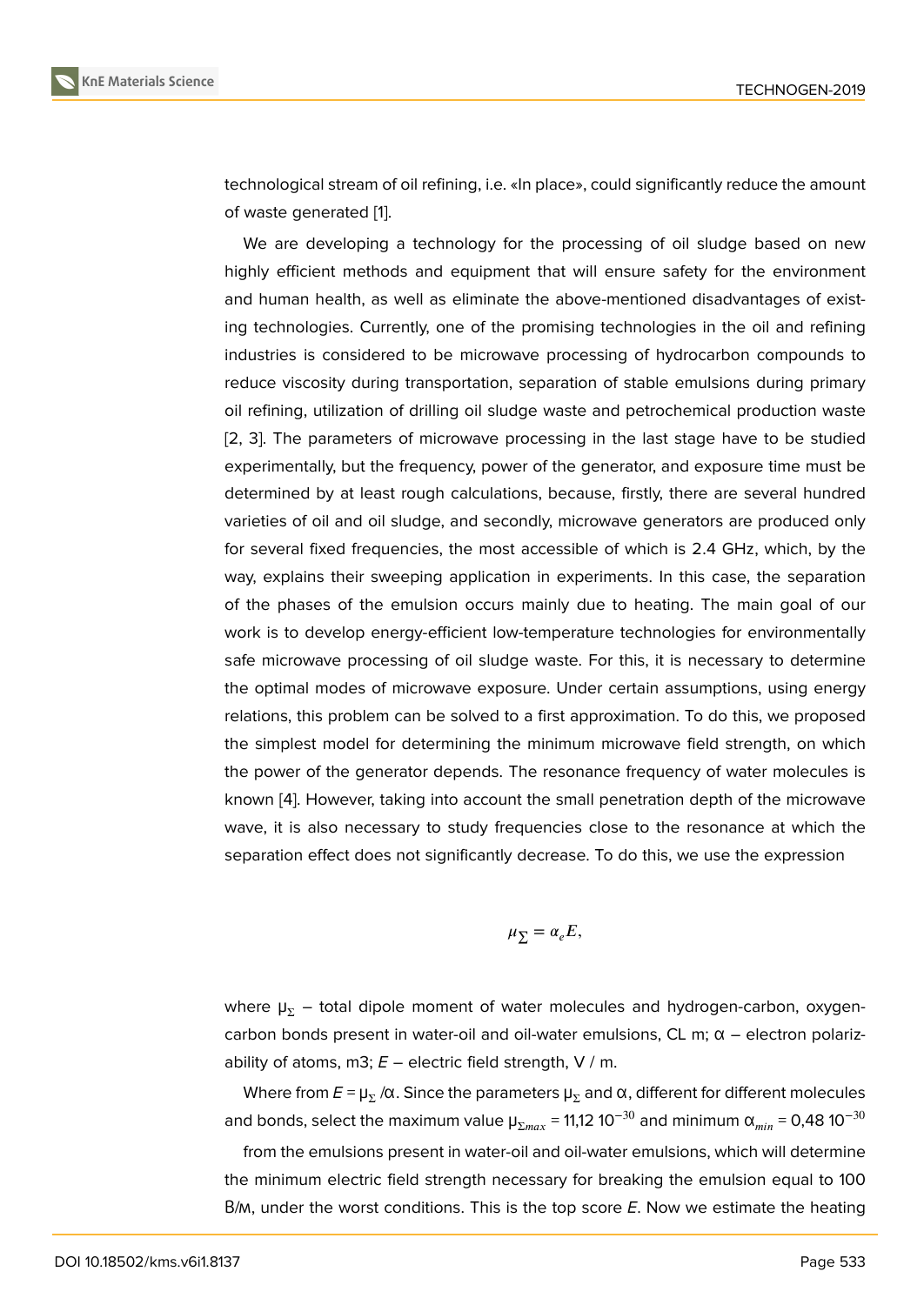technological stream of oil refining, i.e. «In place», could significantly reduce the amount of waste generated [1].

We are developing a technology for the processing of oil sludge based on new highly efficient methods and equipment that will ensure safety for the environment and human health, as well as eliminate the above-mentioned disadvantages of existing technologies. Currently, one of the promising technologies in the oil and refining industries is considered to be microwave processing of hydrocarbon compounds to reduce viscosity during transportation, separation of stable emulsions during primary oil refining, utilization of drilling oil sludge waste and petrochemical production waste [2, 3]. The parameters of microwave processing in the last stage have to be studied experimentally, but the frequency, power of the generator, and exposure time must be determined by at least rough calculations, because, firstly, there are several hundred varieties of oil and oil sludge, and secondly, microwave generators are produced only for several fixed frequencies, the most accessible of which is 2.4 GHz, which, by the way, explains their sweeping application in experiments. In this case, the separation of the phases of the emulsion occurs mainly due to heating. The main goal of our work is to develop energy-efficient low-temperature technologies for environmentally safe microwave processing of oil sludge waste. For this, it is necessary to determine the optimal modes of microwave exposure. Under certain assumptions, using energy relations, this problem can be solved to a first approximation. To do this, we proposed the simplest model for determining the minimum microwave field strength, on which the power of the generator depends. The resonance frequency of water molecules is known [4]. However, taking into account the small penetration depth of the microwave wave, it is also necessary to study frequencies close to the resonance at which the separation effect does not significantly decrease. To do this, we use the expression

$$\mu_{\sum} = \alpha_e E,$$

where $\mu_{\Sigma}$ – total dipole moment of water molecules and hydrogen-carbon, oxygen-carbon bonds present in water-oil and oil-water emulsions, CL m; $\alpha$ – electron polarizability of atoms, m3; $E$ – electric field strength, V / m.

Where from $E = \mu_{\Sigma} / \alpha$. Since the parameters $\mu_{\Sigma}$ and $\alpha$, different for different molecules and bonds, select the maximum value $\mu_{\Sigma max}$ = 11,12 $10^{-30}$ and minimum $\alpha_{min}$ = 0,48 $10^{-30}$

from the emulsions present in water-oil and oil-water emulsions, which will determine the minimum electric field strength necessary for breaking the emulsion equal to 100 В/м, under the worst conditions. This is the top score $E$. Now we estimate the heating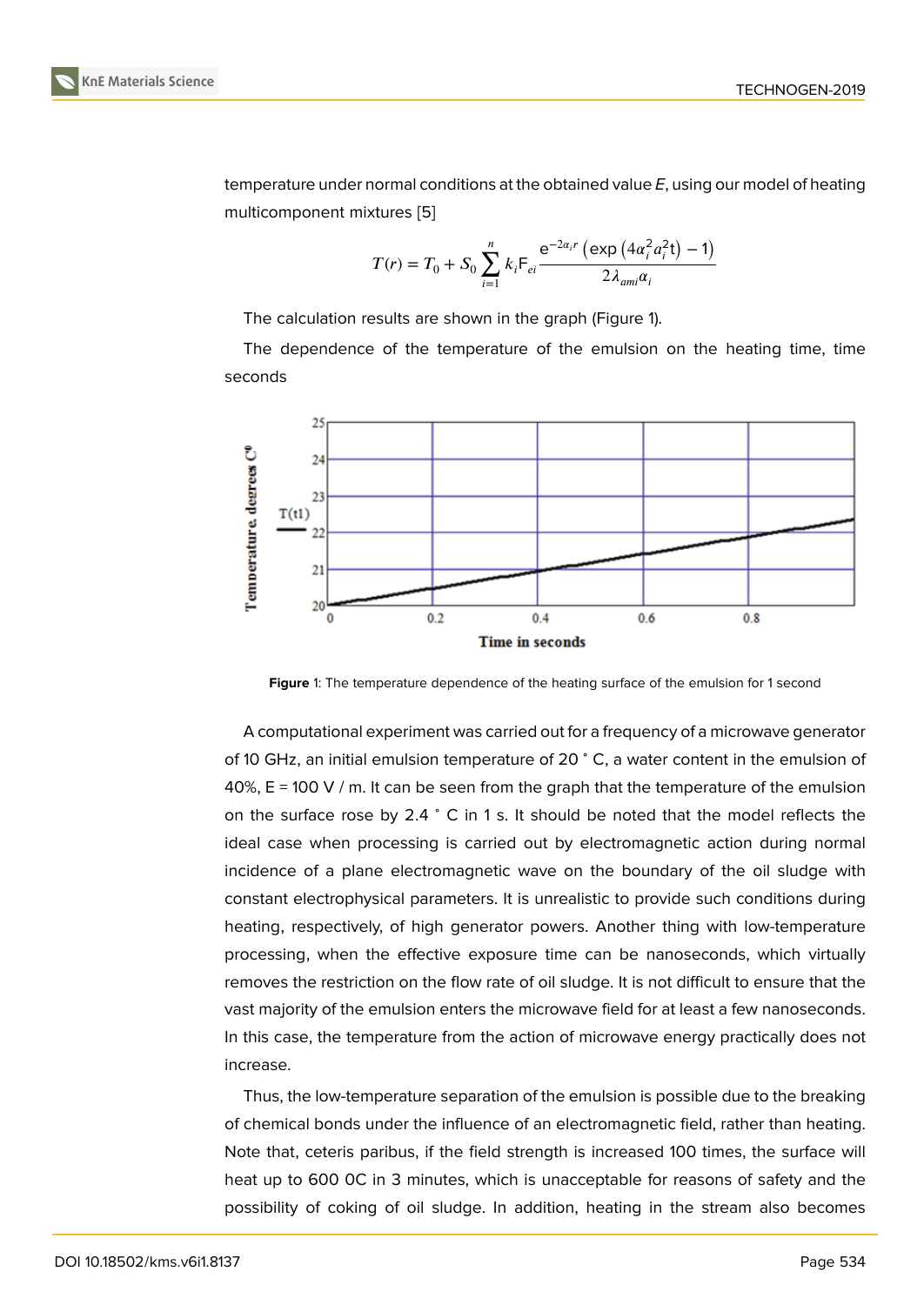temperature under normal conditions at the obtained value *E*, using our model of heating multicomponent mixtures [5]

$$T(r) = T_0 + S_0 \sum_{i=1}^{n} k_i \mathrm{F}_{ei} \frac{\mathrm{e}^{-2\alpha_i r}\left(\exp\left(4\alpha_i^2 a_i^2 \mathrm{t}\right) - 1\right)}{2\lambda_{ami}\alpha_i}$$

The calculation results are shown in the graph (Figure 1).

The dependence of the temperature of the emulsion on the heating time, time seconds

**Figure** 1: The temperature dependence of the heating surface of the emulsion for 1 second

A computational experiment was carried out for a frequency of a microwave generator of 10 GHz, an initial emulsion temperature of 20 ˚ C, a water content in the emulsion of 40%, E = 100 V / m. It can be seen from the graph that the temperature of the emulsion on the surface rose by 2.4 ˚ C in 1 s. It should be noted that the model reflects the ideal case when processing is carried out by electromagnetic action during normal incidence of a plane electromagnetic wave on the boundary of the oil sludge with constant electrophysical parameters. It is unrealistic to provide such conditions during heating, respectively, of high generator powers. Another thing with low-temperature processing, when the effective exposure time can be nanoseconds, which virtually removes the restriction on the flow rate of oil sludge. It is not difficult to ensure that the vast majority of the emulsion enters the microwave field for at least a few nanoseconds. In this case, the temperature from the action of microwave energy practically does not increase.

Thus, the low-temperature separation of the emulsion is possible due to the breaking of chemical bonds under the influence of an electromagnetic field, rather than heating. Note that, ceteris paribus, if the field strength is increased 100 times, the surface will heat up to 600 0C in 3 minutes, which is unacceptable for reasons of safety and the possibility of coking of oil sludge. In addition, heating in the stream also becomes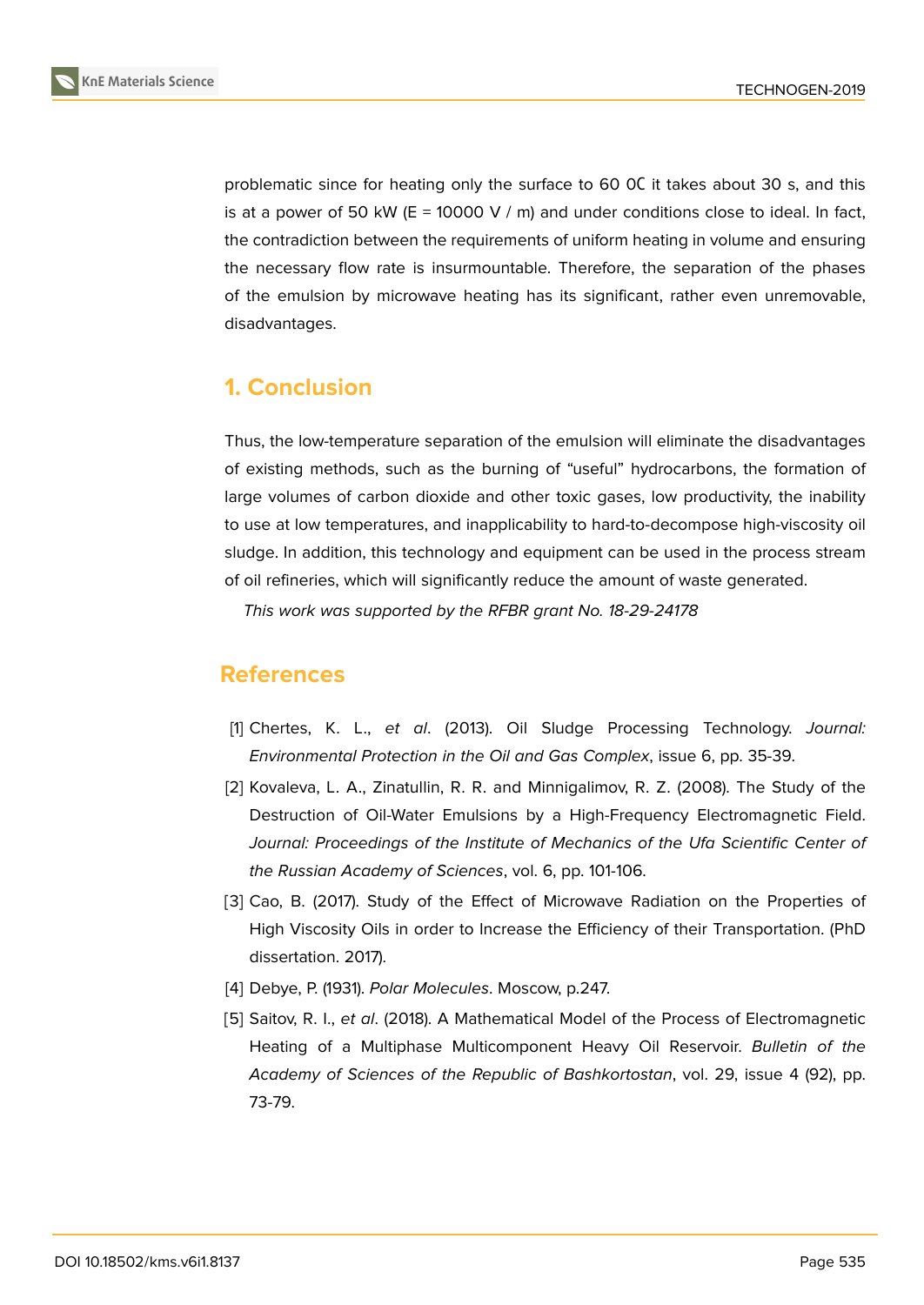problematic since for heating only the surface to 60 0C it takes about 30 s, and this is at a power of 50 kW (E = 10000 V / m) and under conditions close to ideal. In fact, the contradiction between the requirements of uniform heating in volume and ensuring the necessary flow rate is insurmountable. Therefore, the separation of the phases of the emulsion by microwave heating has its significant, rather even unremovable, disadvantages.

## 1. Conclusion

Thus, the low-temperature separation of the emulsion will eliminate the disadvantages of existing methods, such as the burning of "useful" hydrocarbons, the formation of large volumes of carbon dioxide and other toxic gases, low productivity, the inability to use at low temperatures, and inapplicability to hard-to-decompose high-viscosity oil sludge. In addition, this technology and equipment can be used in the process stream of oil refineries, which will significantly reduce the amount of waste generated.

*This work was supported by the RFBR grant No. 18-29-24178*

## References

[1] Chertes, K. L., *et al*. (2013). Oil Sludge Processing Technology. *Journal: Environmental Protection in the Oil and Gas Complex*, issue 6, pp. 35-39.

[2] Kovaleva, L. A., Zinatullin, R. R. and Minnigalimov, R. Z. (2008). The Study of the Destruction of Oil-Water Emulsions by a High-Frequency Electromagnetic Field. *Journal: Proceedings of the Institute of Mechanics of the Ufa Scientific Center of the Russian Academy of Sciences*, vol. 6, pp. 101-106.

[3] Cao, B. (2017). Study of the Effect of Microwave Radiation on the Properties of High Viscosity Oils in order to Increase the Efficiency of their Transportation. (PhD dissertation. 2017).

[4] Debye, P. (1931). *Polar Molecules*. Moscow, p.247.

[5] Saitov, R. I., *et al*. (2018). A Mathematical Model of the Process of Electromagnetic Heating of a Multiphase Multicomponent Heavy Oil Reservoir. *Bulletin of the Academy of Sciences of the Republic of Bashkortostan*, vol. 29, issue 4 (92), pp. 73-79.